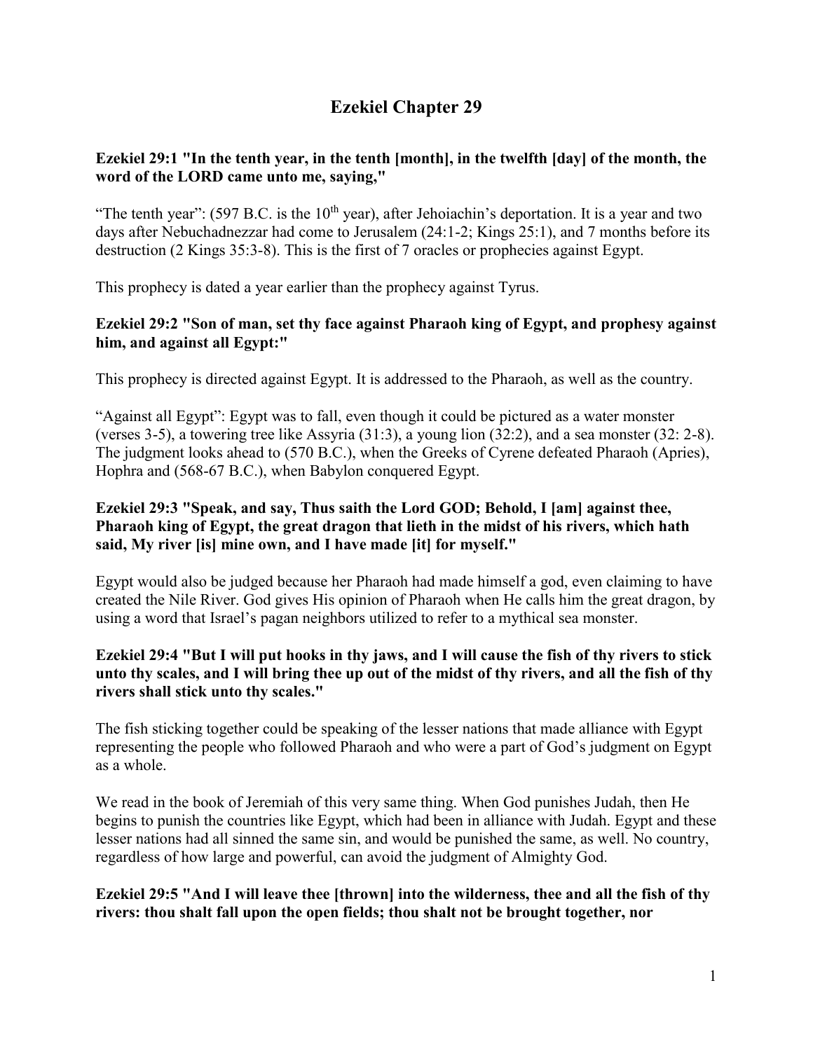# Ezekiel Chapter 29

**Ezekiel 29:1 "In the tenth year, in the tenth [month], in the twelfth [day] of the month, the word of the LORD came unto me, saying,"**

"The tenth year": (597 B.C. is the 10th year), after Jehoiachin's deportation. It is a year and two days after Nebuchadnezzar had come to Jerusalem (24:1-2; Kings 25:1), and 7 months before its destruction (2 Kings 35:3-8). This is the first of 7 oracles or prophecies against Egypt.

This prophecy is dated a year earlier than the prophecy against Tyrus.

**Ezekiel 29:2 "Son of man, set thy face against Pharaoh king of Egypt, and prophesy against him, and against all Egypt:"**

This prophecy is directed against Egypt. It is addressed to the Pharaoh, as well as the country.

"Against all Egypt": Egypt was to fall, even though it could be pictured as a water monster (verses 3-5), a towering tree like Assyria (31:3), a young lion (32:2), and a sea monster (32: 2-8). The judgment looks ahead to (570 B.C.), when the Greeks of Cyrene defeated Pharaoh (Apries), Hophra and (568-67 B.C.), when Babylon conquered Egypt.

**Ezekiel 29:3 "Speak, and say, Thus saith the Lord GOD; Behold, I [am] against thee, Pharaoh king of Egypt, the great dragon that lieth in the midst of his rivers, which hath said, My river [is] mine own, and I have made [it] for myself."**

Egypt would also be judged because her Pharaoh had made himself a god, even claiming to have created the Nile River. God gives His opinion of Pharaoh when He calls him the great dragon, by using a word that Israel's pagan neighbors utilized to refer to a mythical sea monster.

**Ezekiel 29:4 "But I will put hooks in thy jaws, and I will cause the fish of thy rivers to stick unto thy scales, and I will bring thee up out of the midst of thy rivers, and all the fish of thy rivers shall stick unto thy scales."**

The fish sticking together could be speaking of the lesser nations that made alliance with Egypt representing the people who followed Pharaoh and who were a part of God's judgment on Egypt as a whole.

We read in the book of Jeremiah of this very same thing. When God punishes Judah, then He begins to punish the countries like Egypt, which had been in alliance with Judah. Egypt and these lesser nations had all sinned the same sin, and would be punished the same, as well. No country, regardless of how large and powerful, can avoid the judgment of Almighty God.

**Ezekiel 29:5 "And I will leave thee [thrown] into the wilderness, thee and all the fish of thy rivers: thou shalt fall upon the open fields; thou shalt not be brought together, nor**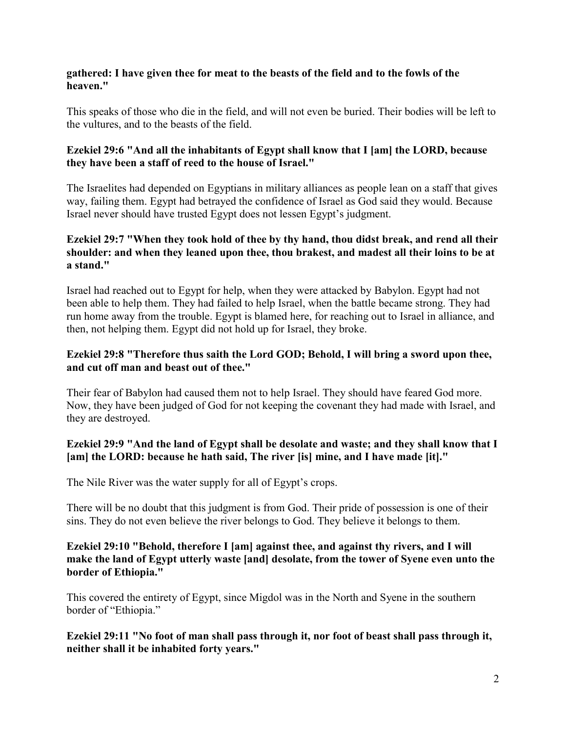**gathered: I have given thee for meat to the beasts of the field and to the fowls of the heaven."**

This speaks of those who die in the field, and will not even be buried. Their bodies will be left to the vultures, and to the beasts of the field.

**Ezekiel 29:6 "And all the inhabitants of Egypt shall know that I [am] the LORD, because they have been a staff of reed to the house of Israel."**

The Israelites had depended on Egyptians in military alliances as people lean on a staff that gives way, failing them. Egypt had betrayed the confidence of Israel as God said they would. Because Israel never should have trusted Egypt does not lessen Egypt's judgment.

**Ezekiel 29:7 "When they took hold of thee by thy hand, thou didst break, and rend all their shoulder: and when they leaned upon thee, thou brakest, and madest all their loins to be at a stand."**

Israel had reached out to Egypt for help, when they were attacked by Babylon. Egypt had not been able to help them. They had failed to help Israel, when the battle became strong. They had run home away from the trouble. Egypt is blamed here, for reaching out to Israel in alliance, and then, not helping them. Egypt did not hold up for Israel, they broke.

**Ezekiel 29:8 "Therefore thus saith the Lord GOD; Behold, I will bring a sword upon thee, and cut off man and beast out of thee."**

Their fear of Babylon had caused them not to help Israel. They should have feared God more. Now, they have been judged of God for not keeping the covenant they had made with Israel, and they are destroyed.

**Ezekiel 29:9 "And the land of Egypt shall be desolate and waste; and they shall know that I [am] the LORD: because he hath said, The river [is] mine, and I have made [it]."**

The Nile River was the water supply for all of Egypt's crops.

There will be no doubt that this judgment is from God. Their pride of possession is one of their sins. They do not even believe the river belongs to God. They believe it belongs to them.

**Ezekiel 29:10 "Behold, therefore I [am] against thee, and against thy rivers, and I will make the land of Egypt utterly waste [and] desolate, from the tower of Syene even unto the border of Ethiopia."**

This covered the entirety of Egypt, since Migdol was in the North and Syene in the southern border of "Ethiopia."

**Ezekiel 29:11 "No foot of man shall pass through it, nor foot of beast shall pass through it, neither shall it be inhabited forty years."**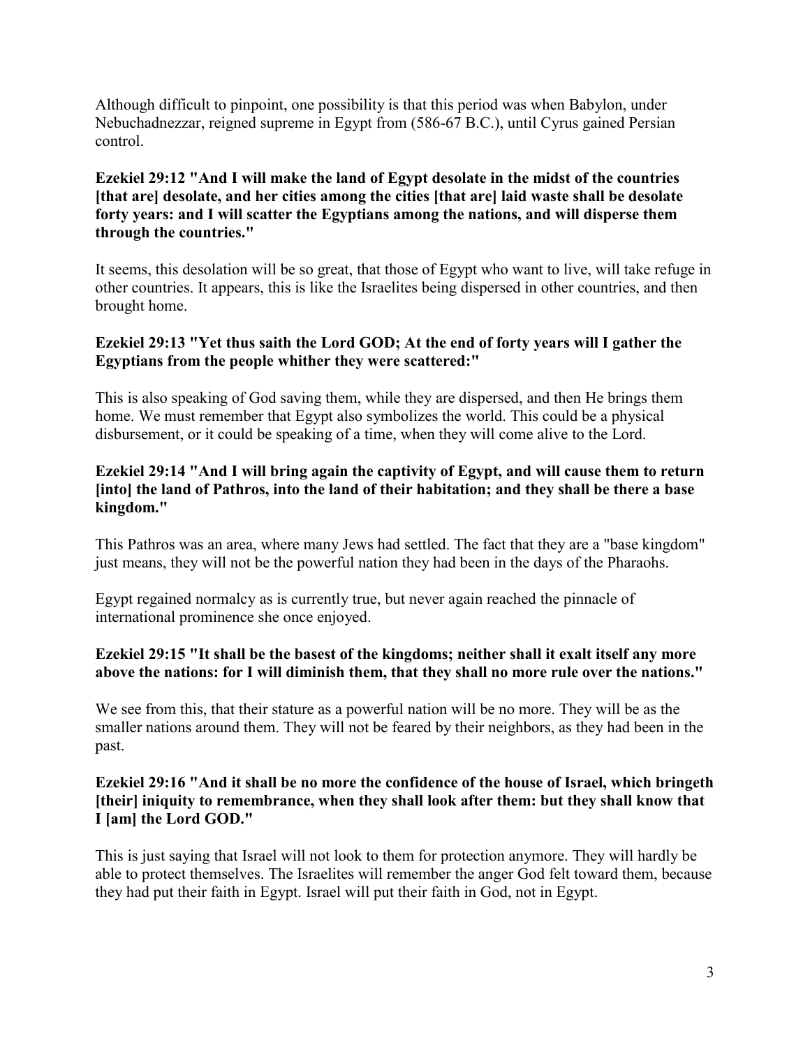Although difficult to pinpoint, one possibility is that this period was when Babylon, under Nebuchadnezzar, reigned supreme in Egypt from (586-67 B.C.), until Cyrus gained Persian control.

**Ezekiel 29:12 "And I will make the land of Egypt desolate in the midst of the countries [that are] desolate, and her cities among the cities [that are] laid waste shall be desolate forty years: and I will scatter the Egyptians among the nations, and will disperse them through the countries."**

It seems, this desolation will be so great, that those of Egypt who want to live, will take refuge in other countries. It appears, this is like the Israelites being dispersed in other countries, and then brought home.

**Ezekiel 29:13 "Yet thus saith the Lord GOD; At the end of forty years will I gather the Egyptians from the people whither they were scattered:"**

This is also speaking of God saving them, while they are dispersed, and then He brings them home. We must remember that Egypt also symbolizes the world. This could be a physical disbursement, or it could be speaking of a time, when they will come alive to the Lord.

**Ezekiel 29:14 "And I will bring again the captivity of Egypt, and will cause them to return [into] the land of Pathros, into the land of their habitation; and they shall be there a base kingdom."**

This Pathros was an area, where many Jews had settled. The fact that they are a "base kingdom" just means, they will not be the powerful nation they had been in the days of the Pharaohs.

Egypt regained normalcy as is currently true, but never again reached the pinnacle of international prominence she once enjoyed.

**Ezekiel 29:15 "It shall be the basest of the kingdoms; neither shall it exalt itself any more above the nations: for I will diminish them, that they shall no more rule over the nations."**

We see from this, that their stature as a powerful nation will be no more. They will be as the smaller nations around them. They will not be feared by their neighbors, as they had been in the past.

**Ezekiel 29:16 "And it shall be no more the confidence of the house of Israel, which bringeth [their] iniquity to remembrance, when they shall look after them: but they shall know that I [am] the Lord GOD."**

This is just saying that Israel will not look to them for protection anymore. They will hardly be able to protect themselves. The Israelites will remember the anger God felt toward them, because they had put their faith in Egypt. Israel will put their faith in God, not in Egypt.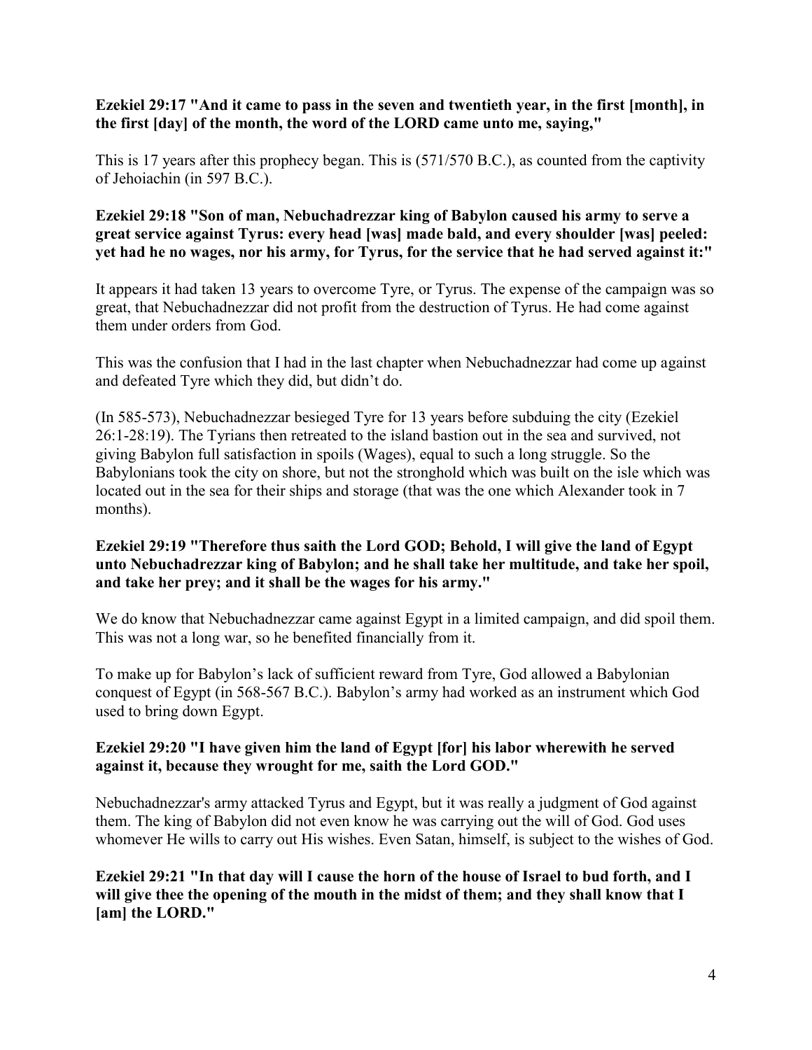**Ezekiel 29:17 "And it came to pass in the seven and twentieth year, in the first [month], in the first [day] of the month, the word of the LORD came unto me, saying,"**

This is 17 years after this prophecy began. This is (571/570 B.C.), as counted from the captivity of Jehoiachin (in 597 B.C.).

**Ezekiel 29:18 "Son of man, Nebuchadrezzar king of Babylon caused his army to serve a great service against Tyrus: every head [was] made bald, and every shoulder [was] peeled: yet had he no wages, nor his army, for Tyrus, for the service that he had served against it:"**

It appears it had taken 13 years to overcome Tyre, or Tyrus. The expense of the campaign was so great, that Nebuchadnezzar did not profit from the destruction of Tyrus. He had come against them under orders from God.

This was the confusion that I had in the last chapter when Nebuchadnezzar had come up against and defeated Tyre which they did, but didn't do.

(In 585-573), Nebuchadnezzar besieged Tyre for 13 years before subduing the city (Ezekiel 26:1-28:19). The Tyrians then retreated to the island bastion out in the sea and survived, not giving Babylon full satisfaction in spoils (Wages), equal to such a long struggle. So the Babylonians took the city on shore, but not the stronghold which was built on the isle which was located out in the sea for their ships and storage (that was the one which Alexander took in 7 months).

**Ezekiel 29:19 "Therefore thus saith the Lord GOD; Behold, I will give the land of Egypt unto Nebuchadrezzar king of Babylon; and he shall take her multitude, and take her spoil, and take her prey; and it shall be the wages for his army."**

We do know that Nebuchadnezzar came against Egypt in a limited campaign, and did spoil them. This was not a long war, so he benefited financially from it.

To make up for Babylon's lack of sufficient reward from Tyre, God allowed a Babylonian conquest of Egypt (in 568-567 B.C.). Babylon's army had worked as an instrument which God used to bring down Egypt.

**Ezekiel 29:20 "I have given him the land of Egypt [for] his labor wherewith he served against it, because they wrought for me, saith the Lord GOD."**

Nebuchadnezzar's army attacked Tyrus and Egypt, but it was really a judgment of God against them. The king of Babylon did not even know he was carrying out the will of God. God uses whomever He wills to carry out His wishes. Even Satan, himself, is subject to the wishes of God.

**Ezekiel 29:21 "In that day will I cause the horn of the house of Israel to bud forth, and I will give thee the opening of the mouth in the midst of them; and they shall know that I [am] the LORD."**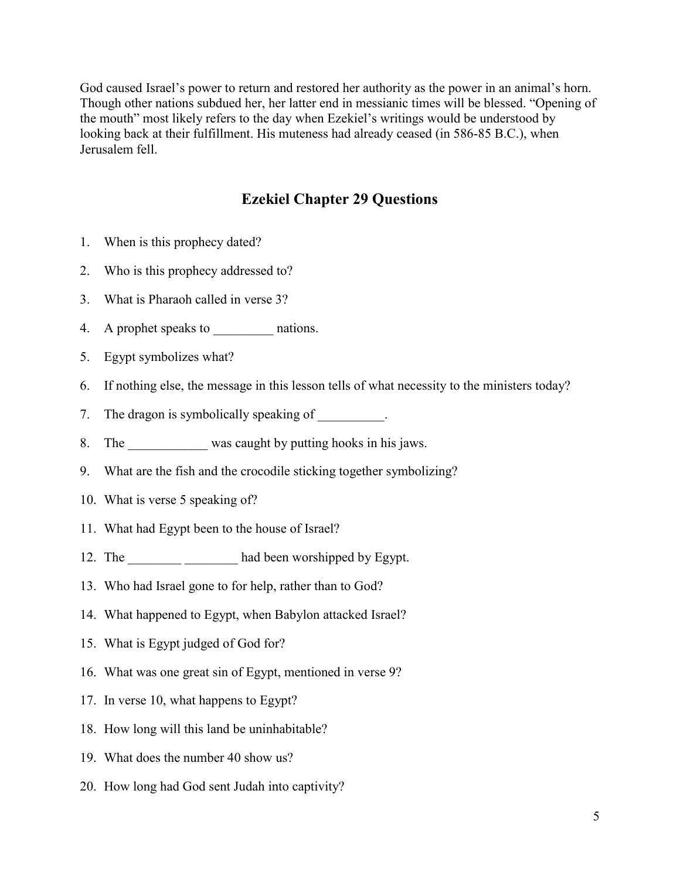God caused Israel's power to return and restored her authority as the power in an animal's horn. Though other nations subdued her, her latter end in messianic times will be blessed. "Opening of the mouth" most likely refers to the day when Ezekiel's writings would be understood by looking back at their fulfillment. His muteness had already ceased (in 586-85 B.C.), when Jerusalem fell.

## Ezekiel Chapter 29 Questions

1. When is this prophecy dated?
2. Who is this prophecy addressed to?
3. What is Pharaoh called in verse 3?
4. A prophet speaks to _________ nations.
5. Egypt symbolizes what?
6. If nothing else, the message in this lesson tells of what necessity to the ministers today?
7. The dragon is symbolically speaking of __________.
8. The ____________ was caught by putting hooks in his jaws.
9. What are the fish and the crocodile sticking together symbolizing?
10. What is verse 5 speaking of?
11. What had Egypt been to the house of Israel?
12. The ________ ________ had been worshipped by Egypt.
13. Who had Israel gone to for help, rather than to God?
14. What happened to Egypt, when Babylon attacked Israel?
15. What is Egypt judged of God for?
16. What was one great sin of Egypt, mentioned in verse 9?
17. In verse 10, what happens to Egypt?
18. How long will this land be uninhabitable?
19. What does the number 40 show us?
20. How long had God sent Judah into captivity?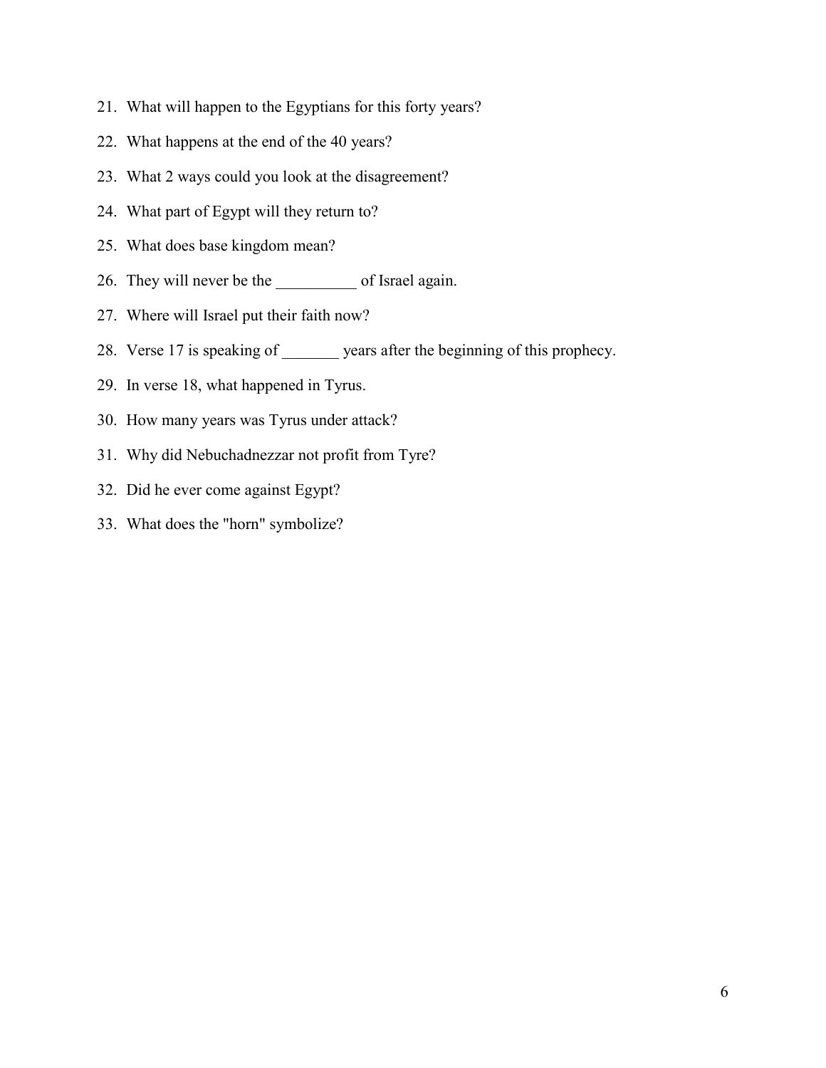21. What will happen to the Egyptians for this forty years?
22. What happens at the end of the 40 years?
23. What 2 ways could you look at the disagreement?
24. What part of Egypt will they return to?
25. What does base kingdom mean?
26. They will never be the __________ of Israel again.
27. Where will Israel put their faith now?
28. Verse 17 is speaking of _______ years after the beginning of this prophecy.
29. In verse 18, what happened in Tyrus.
30. How many years was Tyrus under attack?
31. Why did Nebuchadnezzar not profit from Tyre?
32. Did he ever come against Egypt?
33. What does the "horn" symbolize?